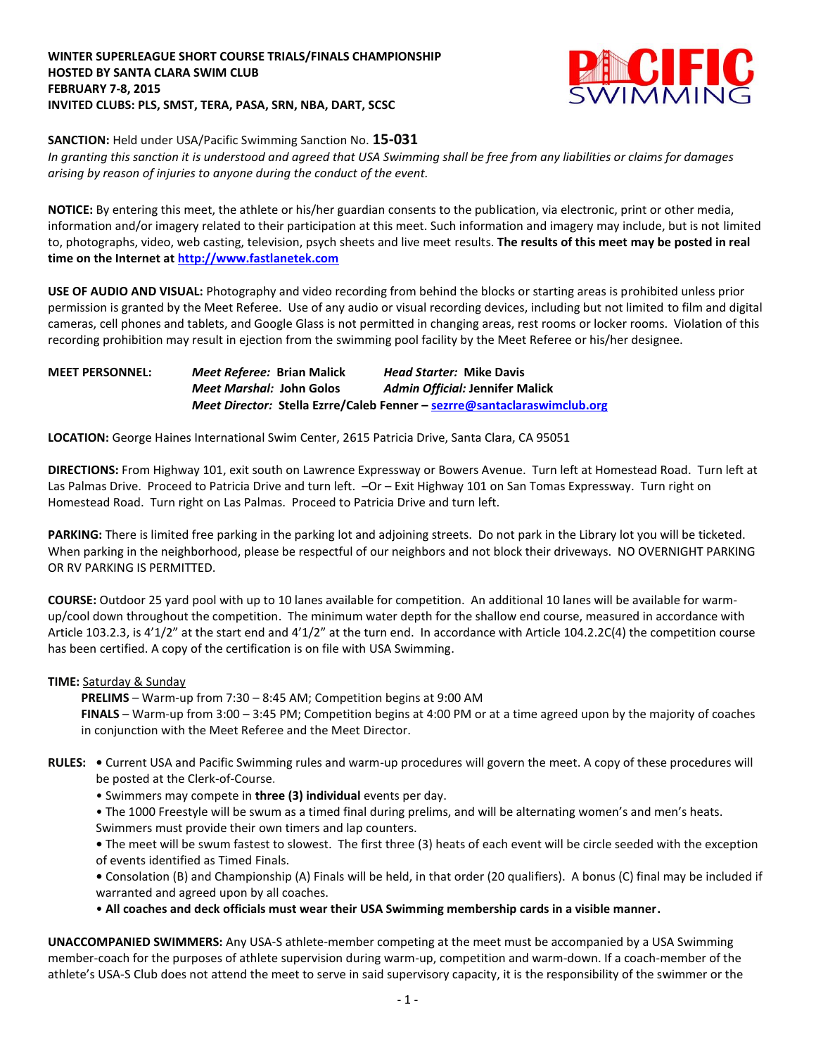**WINTER SUPERLEAGUE SHORT COURSE TRIALS/FINALS CHAMPIONSHIP**
**HOSTED BY SANTA CLARA SWIM CLUB**
**FEBRUARY 7-8, 2015**
**INVITED CLUBS: PLS, SMST, TERA, PASA, SRN, NBA, DART, SCSC**

**SANCTION:** Held under USA/Pacific Swimming Sanction No. **15-031**
*In granting this sanction it is understood and agreed that USA Swimming shall be free from any liabilities or claims for damages arising by reason of injuries to anyone during the conduct of the event.*

**NOTICE:** By entering this meet, the athlete or his/her guardian consents to the publication, via electronic, print or other media, information and/or imagery related to their participation at this meet. Such information and imagery may include, but is not limited to, photographs, video, web casting, television, psych sheets and live meet results. **The results of this meet may be posted in real time on the Internet at http://www.fastlanetek.com**

**USE OF AUDIO AND VISUAL:** Photography and video recording from behind the blocks or starting areas is prohibited unless prior permission is granted by the Meet Referee. Use of any audio or visual recording devices, including but not limited to film and digital cameras, cell phones and tablets, and Google Glass is not permitted in changing areas, rest rooms or locker rooms. Violation of this recording prohibition may result in ejection from the swimming pool facility by the Meet Referee or his/her designee.

**MEET PERSONNEL:**
*Meet Referee:* **Brian Malick** — *Head Starter:* **Mike Davis**
*Meet Marshal:* **John Golos** — *Admin Official:* **Jennifer Malick**
*Meet Director:* **Stella Ezrre/Caleb Fenner – sezrre@santaclaraswimclub.org**

**LOCATION:** George Haines International Swim Center, 2615 Patricia Drive, Santa Clara, CA 95051

**DIRECTIONS:** From Highway 101, exit south on Lawrence Expressway or Bowers Avenue. Turn left at Homestead Road. Turn left at Las Palmas Drive. Proceed to Patricia Drive and turn left. –Or – Exit Highway 101 on San Tomas Expressway. Turn right on Homestead Road. Turn right on Las Palmas. Proceed to Patricia Drive and turn left.

**PARKING:** There is limited free parking in the parking lot and adjoining streets. Do not park in the Library lot you will be ticketed. When parking in the neighborhood, please be respectful of our neighbors and not block their driveways. NO OVERNIGHT PARKING OR RV PARKING IS PERMITTED.

**COURSE:** Outdoor 25 yard pool with up to 10 lanes available for competition. An additional 10 lanes will be available for warm-up/cool down throughout the competition. The minimum water depth for the shallow end course, measured in accordance with Article 103.2.3, is 4'1/2" at the start end and 4'1/2" at the turn end. In accordance with Article 104.2.2C(4) the competition course has been certified. A copy of the certification is on file with USA Swimming.

**TIME:** Saturday & Sunday

**PRELIMS** – Warm-up from 7:30 – 8:45 AM; Competition begins at 9:00 AM

**FINALS** – Warm-up from 3:00 – 3:45 PM; Competition begins at 4:00 PM or at a time agreed upon by the majority of coaches in conjunction with the Meet Referee and the Meet Director.

**RULES:**

- Current USA and Pacific Swimming rules and warm-up procedures will govern the meet. A copy of these procedures will be posted at the Clerk-of-Course.
- Swimmers may compete in **three (3) individual** events per day.
- The 1000 Freestyle will be swum as a timed final during prelims, and will be alternating women's and men's heats. Swimmers must provide their own timers and lap counters.
- The meet will be swum fastest to slowest. The first three (3) heats of each event will be circle seeded with the exception of events identified as Timed Finals.
- Consolation (B) and Championship (A) Finals will be held, in that order (20 qualifiers). A bonus (C) final may be included if warranted and agreed upon by all coaches.
- **All coaches and deck officials must wear their USA Swimming membership cards in a visible manner.**

**UNACCOMPANIED SWIMMERS:** Any USA-S athlete-member competing at the meet must be accompanied by a USA Swimming member-coach for the purposes of athlete supervision during warm-up, competition and warm-down. If a coach-member of the athlete's USA-S Club does not attend the meet to serve in said supervisory capacity, it is the responsibility of the swimmer or the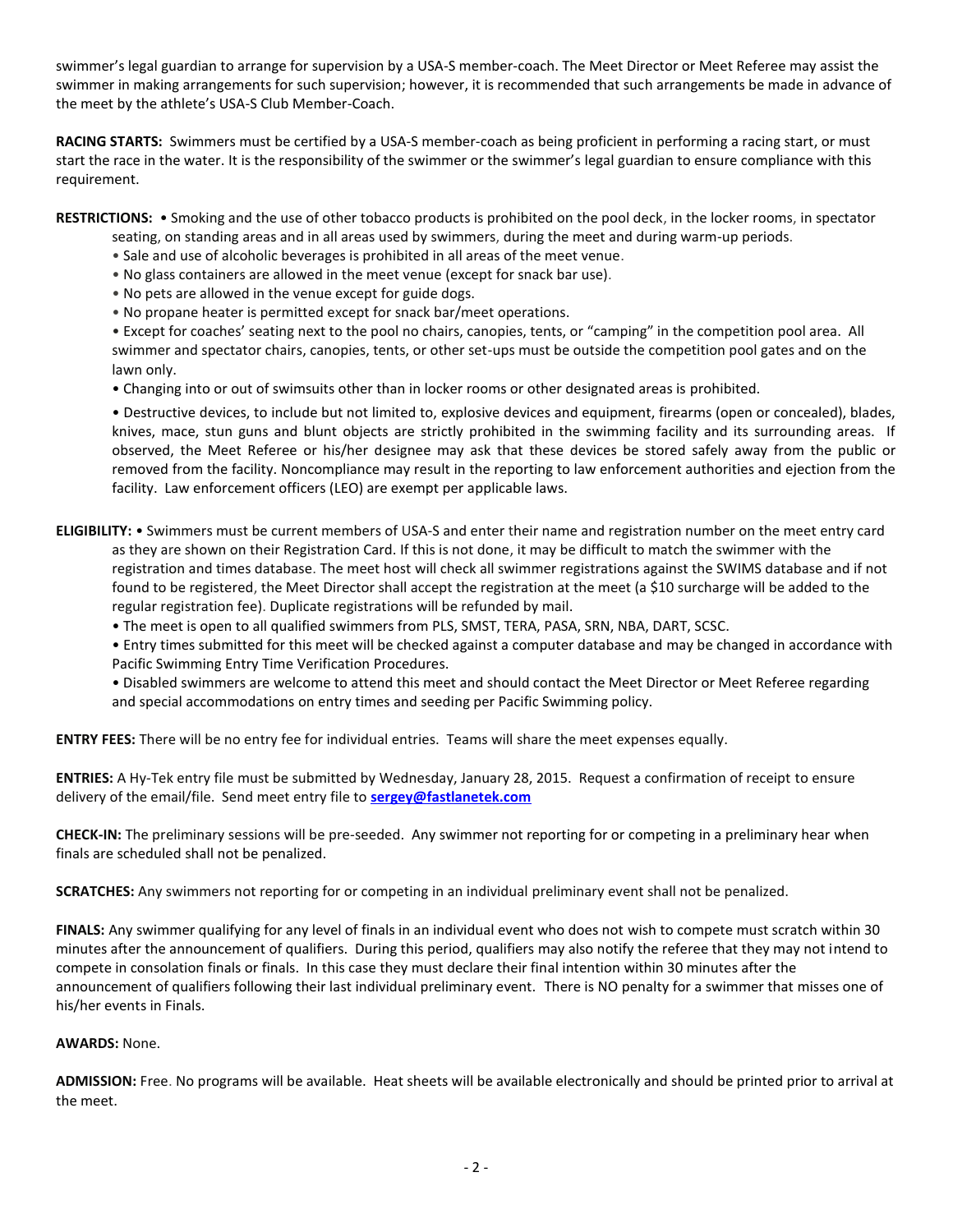swimmer's legal guardian to arrange for supervision by a USA-S member-coach. The Meet Director or Meet Referee may assist the swimmer in making arrangements for such supervision; however, it is recommended that such arrangements be made in advance of the meet by the athlete's USA-S Club Member-Coach.

**RACING STARTS:** Swimmers must be certified by a USA-S member-coach as being proficient in performing a racing start, or must start the race in the water. It is the responsibility of the swimmer or the swimmer's legal guardian to ensure compliance with this requirement.

**RESTRICTIONS:** • Smoking and the use of other tobacco products is prohibited on the pool deck, in the locker rooms, in spectator seating, on standing areas and in all areas used by swimmers, during the meet and during warm-up periods.

- Sale and use of alcoholic beverages is prohibited in all areas of the meet venue.
- No glass containers are allowed in the meet venue (except for snack bar use).
- No pets are allowed in the venue except for guide dogs.
- No propane heater is permitted except for snack bar/meet operations.
- Except for coaches' seating next to the pool no chairs, canopies, tents, or "camping" in the competition pool area. All swimmer and spectator chairs, canopies, tents, or other set-ups must be outside the competition pool gates and on the lawn only.
- Changing into or out of swimsuits other than in locker rooms or other designated areas is prohibited.
- Destructive devices, to include but not limited to, explosive devices and equipment, firearms (open or concealed), blades, knives, mace, stun guns and blunt objects are strictly prohibited in the swimming facility and its surrounding areas. If observed, the Meet Referee or his/her designee may ask that these devices be stored safely away from the public or removed from the facility. Noncompliance may result in the reporting to law enforcement authorities and ejection from the facility. Law enforcement officers (LEO) are exempt per applicable laws.

**ELIGIBILITY:** • Swimmers must be current members of USA-S and enter their name and registration number on the meet entry card as they are shown on their Registration Card. If this is not done, it may be difficult to match the swimmer with the registration and times database. The meet host will check all swimmer registrations against the SWIMS database and if not found to be registered, the Meet Director shall accept the registration at the meet (a $10 surcharge will be added to the regular registration fee). Duplicate registrations will be refunded by mail.

- The meet is open to all qualified swimmers from PLS, SMST, TERA, PASA, SRN, NBA, DART, SCSC.
- Entry times submitted for this meet will be checked against a computer database and may be changed in accordance with Pacific Swimming Entry Time Verification Procedures.
- Disabled swimmers are welcome to attend this meet and should contact the Meet Director or Meet Referee regarding and special accommodations on entry times and seeding per Pacific Swimming policy.

**ENTRY FEES:** There will be no entry fee for individual entries. Teams will share the meet expenses equally.

**ENTRIES:** A Hy-Tek entry file must be submitted by Wednesday, January 28, 2015. Request a confirmation of receipt to ensure delivery of the email/file. Send meet entry file to **sergey@fastlanetek.com**

**CHECK-IN:** The preliminary sessions will be pre-seeded. Any swimmer not reporting for or competing in a preliminary hear when finals are scheduled shall not be penalized.

**SCRATCHES:** Any swimmers not reporting for or competing in an individual preliminary event shall not be penalized.

**FINALS:** Any swimmer qualifying for any level of finals in an individual event who does not wish to compete must scratch within 30 minutes after the announcement of qualifiers. During this period, qualifiers may also notify the referee that they may not intend to compete in consolation finals or finals. In this case they must declare their final intention within 30 minutes after the announcement of qualifiers following their last individual preliminary event. There is NO penalty for a swimmer that misses one of his/her events in Finals.

**AWARDS:** None.

**ADMISSION:** Free. No programs will be available. Heat sheets will be available electronically and should be printed prior to arrival at the meet.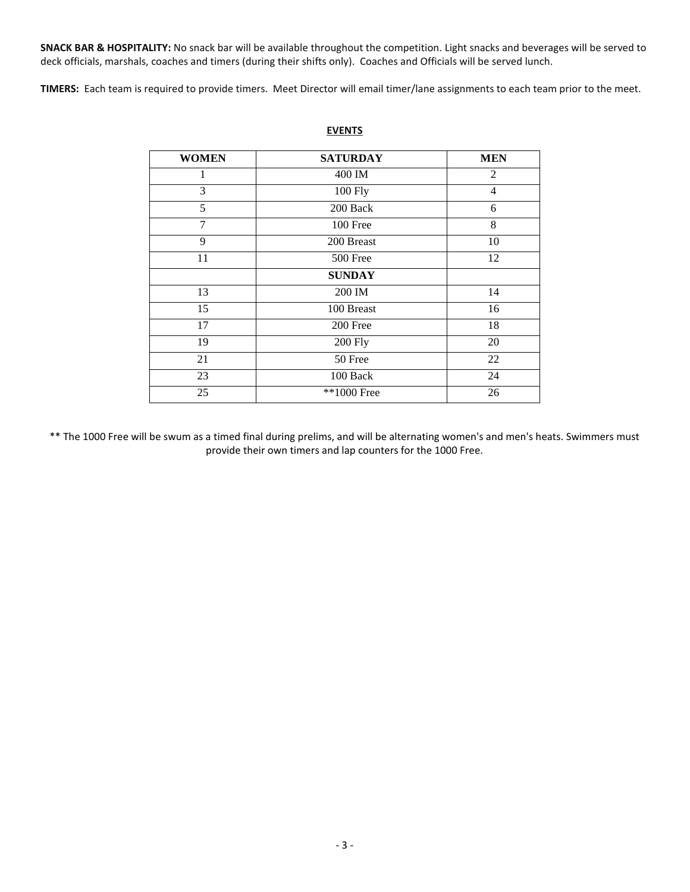**SNACK BAR & HOSPITALITY:** No snack bar will be available throughout the competition. Light snacks and beverages will be served to deck officials, marshals, coaches and timers (during their shifts only). Coaches and Officials will be served lunch.

**TIMERS:** Each team is required to provide timers. Meet Director will email timer/lane assignments to each team prior to the meet.

## EVENTS

| WOMEN | SATURDAY | MEN |
|---|---|---|
| 1 | 400 IM | 2 |
| 3 | 100 Fly | 4 |
| 5 | 200 Back | 6 |
| 7 | 100 Free | 8 |
| 9 | 200 Breast | 10 |
| 11 | 500 Free | 12 |
| | **SUNDAY** | |
| 13 | 200 IM | 14 |
| 15 | 100 Breast | 16 |
| 17 | 200 Free | 18 |
| 19 | 200 Fly | 20 |
| 21 | 50 Free | 22 |
| 23 | 100 Back | 24 |
| 25 | **1000 Free | 26 |

** The 1000 Free will be swum as a timed final during prelims, and will be alternating women's and men's heats. Swimmers must provide their own timers and lap counters for the 1000 Free.